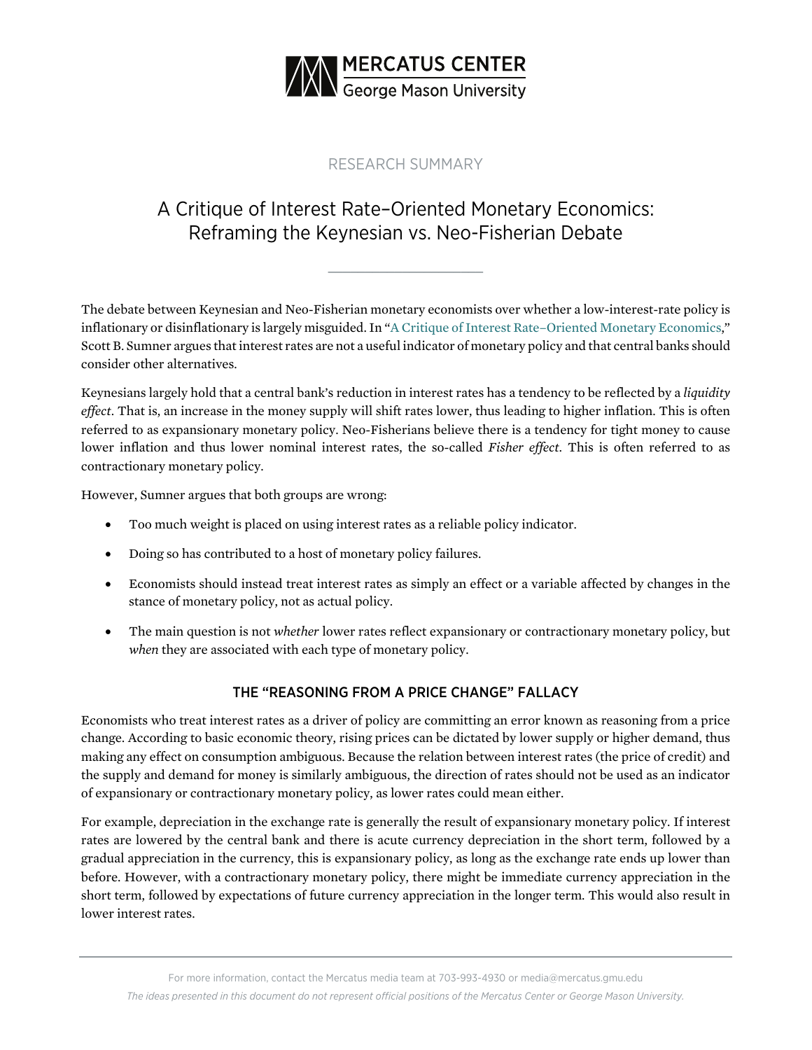MERCATUS CENTER
George Mason University

RESEARCH SUMMARY

# A Critique of Interest Rate–Oriented Monetary Economics: Reframing the Keynesian vs. Neo-Fisherian Debate

The debate between Keynesian and Neo-Fisherian monetary economists over whether a low-interest-rate policy is inflationary or disinflationary is largely misguided. In "A Critique of Interest Rate–Oriented Monetary Economics," Scott B. Sumner argues that interest rates are not a useful indicator of monetary policy and that central banks should consider other alternatives.

Keynesians largely hold that a central bank's reduction in interest rates has a tendency to be reflected by a *liquidity effect*. That is, an increase in the money supply will shift rates lower, thus leading to higher inflation. This is often referred to as expansionary monetary policy. Neo-Fisherians believe there is a tendency for tight money to cause lower inflation and thus lower nominal interest rates, the so-called *Fisher effect*. This is often referred to as contractionary monetary policy.

However, Sumner argues that both groups are wrong:

- Too much weight is placed on using interest rates as a reliable policy indicator.
- Doing so has contributed to a host of monetary policy failures.
- Economists should instead treat interest rates as simply an effect or a variable affected by changes in the stance of monetary policy, not as actual policy.
- The main question is not *whether* lower rates reflect expansionary or contractionary monetary policy, but *when* they are associated with each type of monetary policy.

## THE "REASONING FROM A PRICE CHANGE" FALLACY

Economists who treat interest rates as a driver of policy are committing an error known as reasoning from a price change. According to basic economic theory, rising prices can be dictated by lower supply or higher demand, thus making any effect on consumption ambiguous. Because the relation between interest rates (the price of credit) and the supply and demand for money is similarly ambiguous, the direction of rates should not be used as an indicator of expansionary or contractionary monetary policy, as lower rates could mean either.

For example, depreciation in the exchange rate is generally the result of expansionary monetary policy. If interest rates are lowered by the central bank and there is acute currency depreciation in the short term, followed by a gradual appreciation in the currency, this is expansionary policy, as long as the exchange rate ends up lower than before. However, with a contractionary monetary policy, there might be immediate currency appreciation in the short term, followed by expectations of future currency appreciation in the longer term. This would also result in lower interest rates.

For more information, contact the Mercatus media team at 703-993-4930 or media@mercatus.gmu.edu

*The ideas presented in this document do not represent official positions of the Mercatus Center or George Mason University.*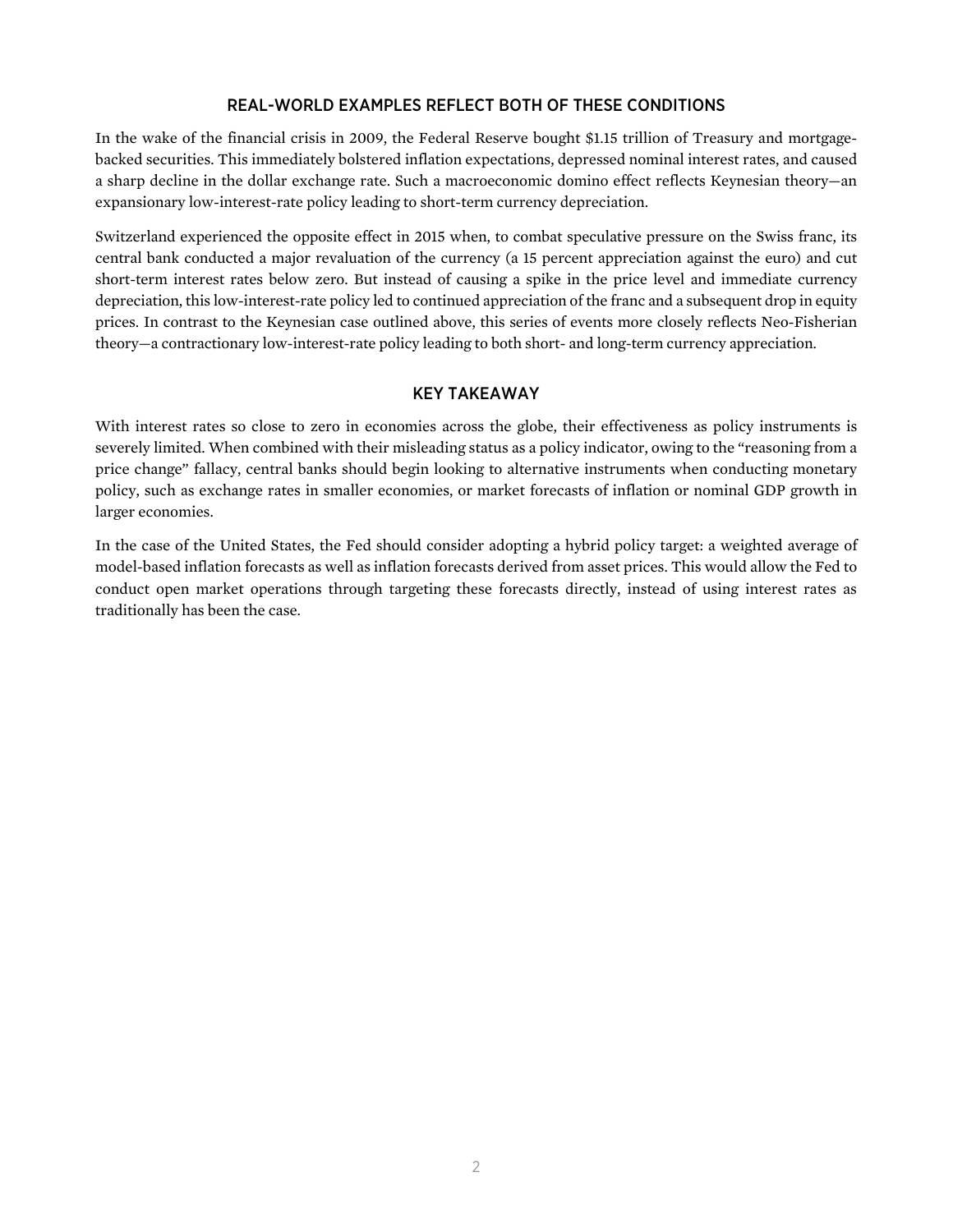## REAL-WORLD EXAMPLES REFLECT BOTH OF THESE CONDITIONS

In the wake of the financial crisis in 2009, the Federal Reserve bought $1.15 trillion of Treasury and mortgage-backed securities. This immediately bolstered inflation expectations, depressed nominal interest rates, and caused a sharp decline in the dollar exchange rate. Such a macroeconomic domino effect reflects Keynesian theory—an expansionary low-interest-rate policy leading to short-term currency depreciation.

Switzerland experienced the opposite effect in 2015 when, to combat speculative pressure on the Swiss franc, its central bank conducted a major revaluation of the currency (a 15 percent appreciation against the euro) and cut short-term interest rates below zero. But instead of causing a spike in the price level and immediate currency depreciation, this low-interest-rate policy led to continued appreciation of the franc and a subsequent drop in equity prices. In contrast to the Keynesian case outlined above, this series of events more closely reflects Neo-Fisherian theory—a contractionary low-interest-rate policy leading to both short- and long-term currency appreciation.

## KEY TAKEAWAY

With interest rates so close to zero in economies across the globe, their effectiveness as policy instruments is severely limited. When combined with their misleading status as a policy indicator, owing to the "reasoning from a price change" fallacy, central banks should begin looking to alternative instruments when conducting monetary policy, such as exchange rates in smaller economies, or market forecasts of inflation or nominal GDP growth in larger economies.

In the case of the United States, the Fed should consider adopting a hybrid policy target: a weighted average of model-based inflation forecasts as well as inflation forecasts derived from asset prices. This would allow the Fed to conduct open market operations through targeting these forecasts directly, instead of using interest rates as traditionally has been the case.